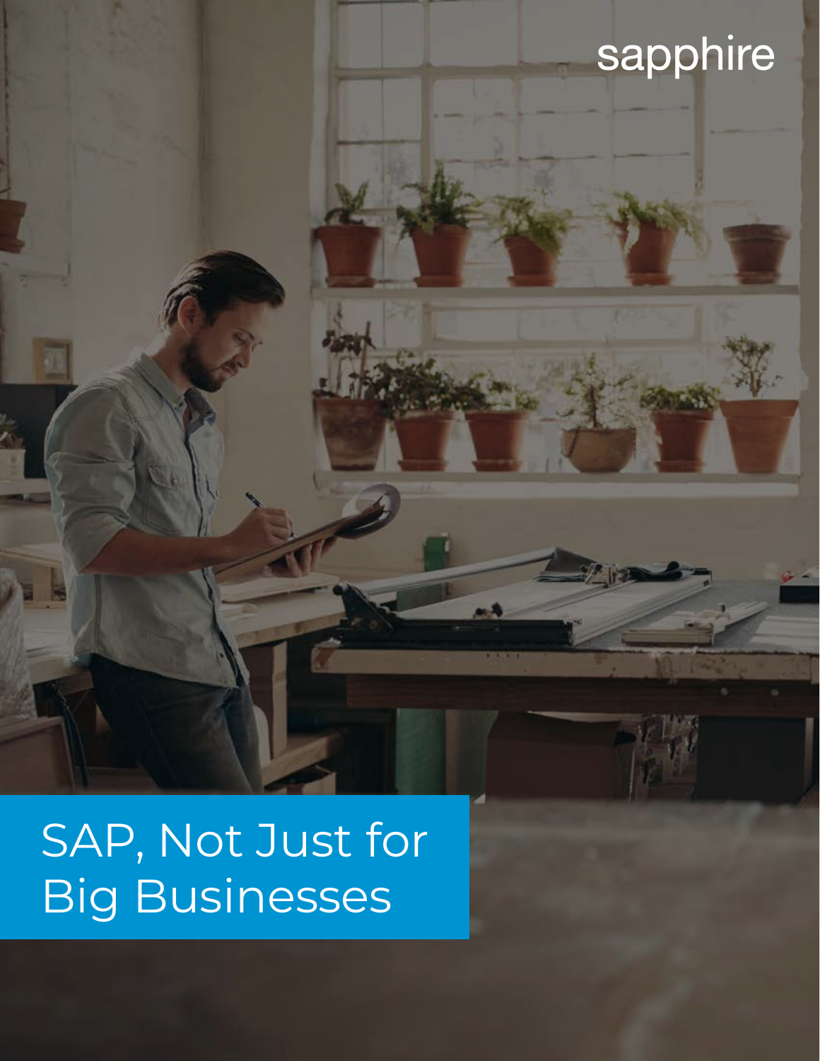sapphire

# SAP, Not Just for Big Businesses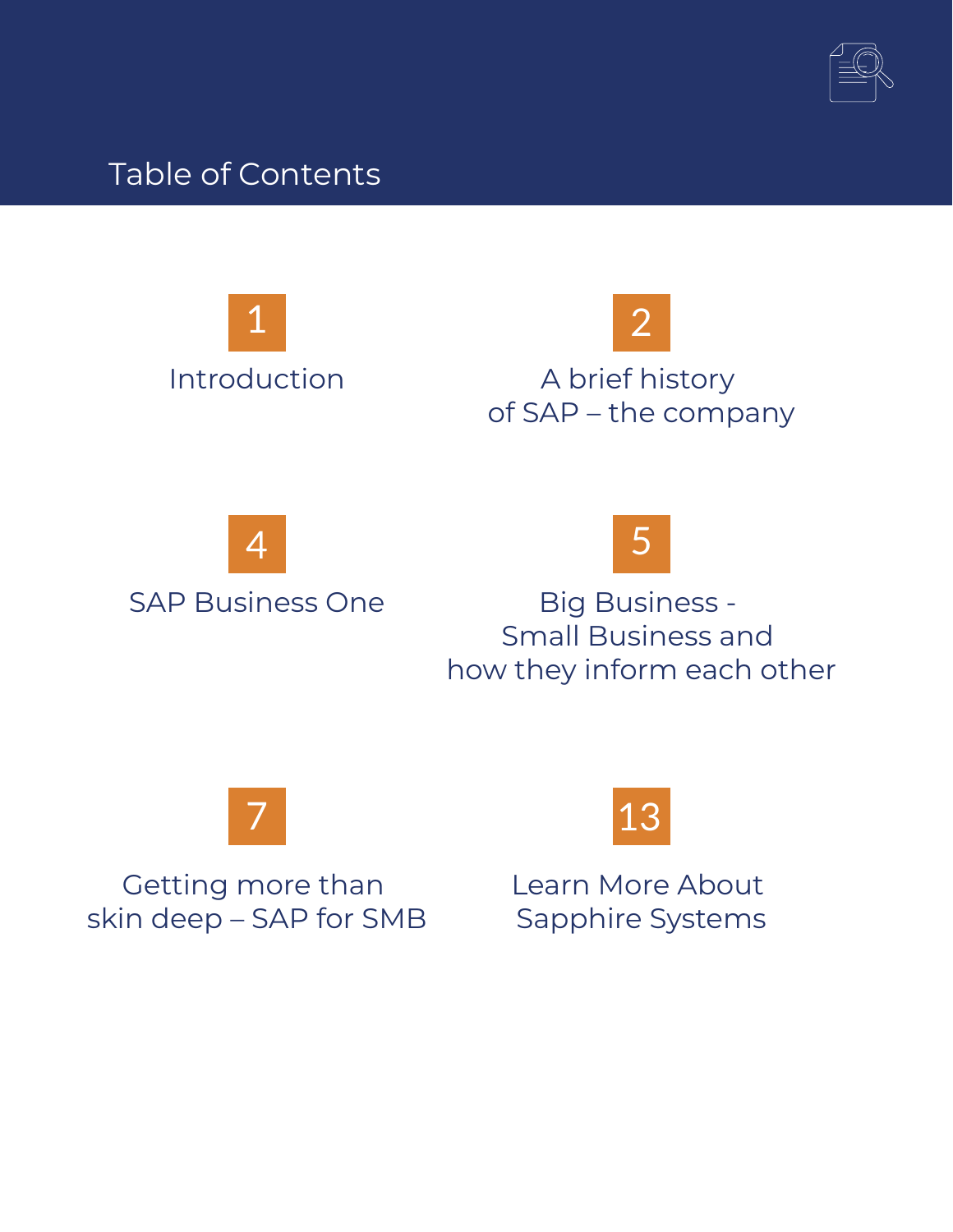# Table of Contents

1 Introduction

2 A brief history of SAP – the company

4 SAP Business One

5 Big Business - Small Business and how they inform each other

7 Getting more than skin deep – SAP for SMB

13 Learn More About Sapphire Systems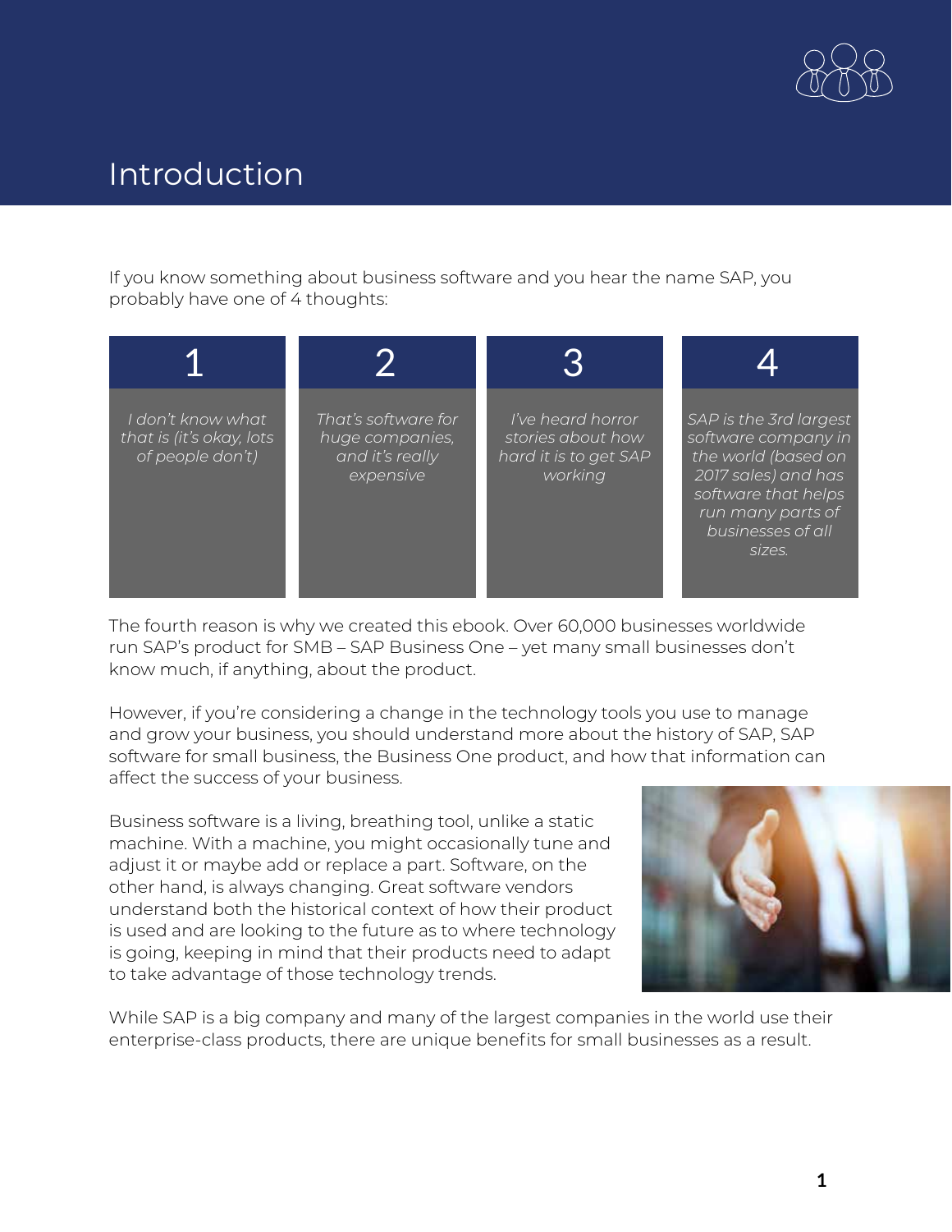# Introduction

If you know something about business software and you hear the name SAP, you probably have one of 4 thoughts:

| 1 | 2 | 3 | 4 |
|---|---|---|---|
| *I don't know what that is (it's okay, lots of people don't)* | *That's software for huge companies, and it's really expensive* | *I've heard horror stories about how hard it is to get SAP working* | *SAP is the 3rd largest software company in the world (based on 2017 sales) and has software that helps run many parts of businesses of all sizes.* |

The fourth reason is why we created this ebook. Over 60,000 businesses worldwide run SAP's product for SMB – SAP Business One – yet many small businesses don't know much, if anything, about the product.

However, if you're considering a change in the technology tools you use to manage and grow your business, you should understand more about the history of SAP, SAP software for small business, the Business One product, and how that information can affect the success of your business.

Business software is a living, breathing tool, unlike a static machine. With a machine, you might occasionally tune and adjust it or maybe add or replace a part. Software, on the other hand, is always changing. Great software vendors understand both the historical context of how their product is used and are looking to the future as to where technology is going, keeping in mind that their products need to adapt to take advantage of those technology trends.

While SAP is a big company and many of the largest companies in the world use their enterprise-class products, there are unique benefits for small businesses as a result.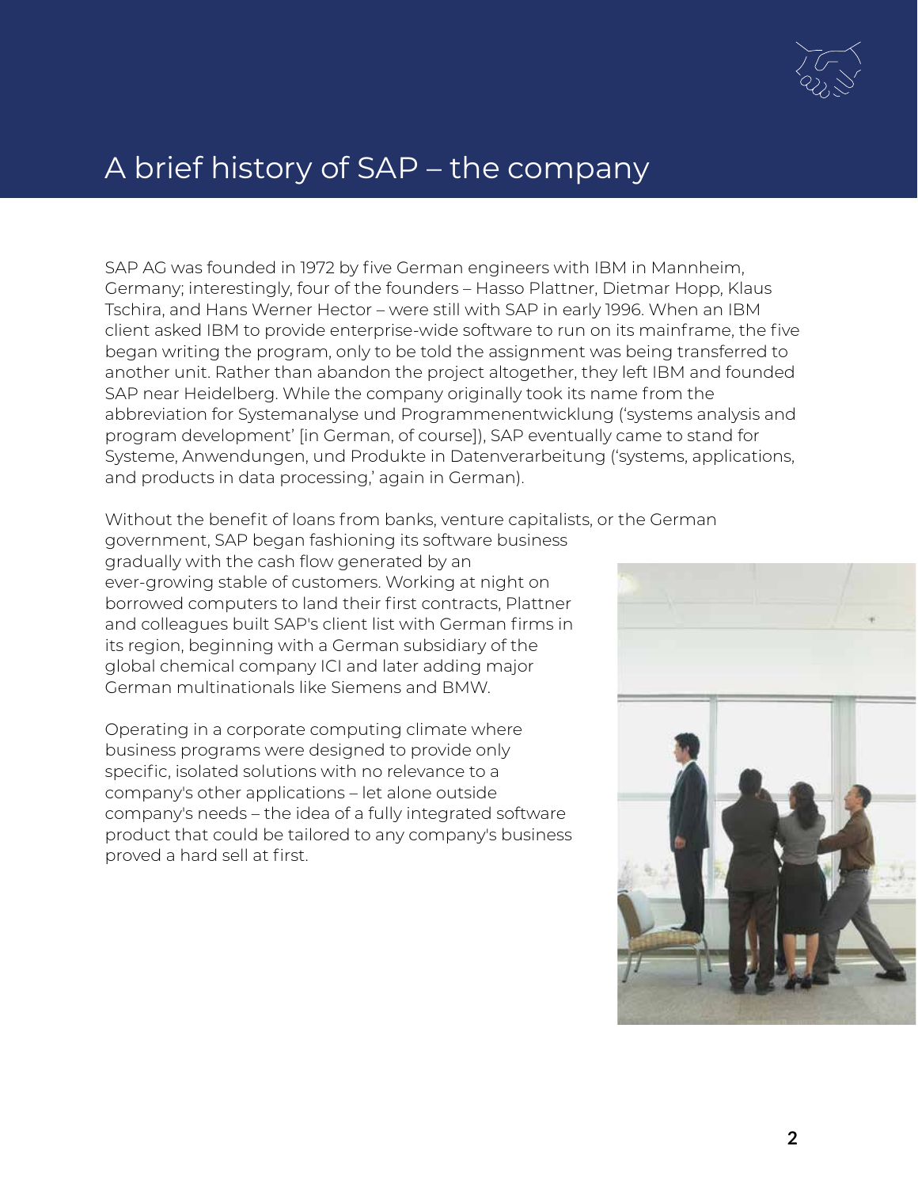# A brief history of SAP – the company

SAP AG was founded in 1972 by five German engineers with IBM in Mannheim, Germany; interestingly, four of the founders – Hasso Plattner, Dietmar Hopp, Klaus Tschira, and Hans Werner Hector – were still with SAP in early 1996. When an IBM client asked IBM to provide enterprise-wide software to run on its mainframe, the five began writing the program, only to be told the assignment was being transferred to another unit. Rather than abandon the project altogether, they left IBM and founded SAP near Heidelberg. While the company originally took its name from the abbreviation for Systemanalyse und Programmenentwicklung ('systems analysis and program development' [in German, of course]), SAP eventually came to stand for Systeme, Anwendungen, und Produkte in Datenverarbeitung ('systems, applications, and products in data processing,' again in German).

Without the benefit of loans from banks, venture capitalists, or the German government, SAP began fashioning its software business gradually with the cash flow generated by an ever-growing stable of customers. Working at night on borrowed computers to land their first contracts, Plattner and colleagues built SAP's client list with German firms in its region, beginning with a German subsidiary of the global chemical company ICI and later adding major German multinationals like Siemens and BMW.

Operating in a corporate computing climate where business programs were designed to provide only specific, isolated solutions with no relevance to a company's other applications – let alone outside company's needs – the idea of a fully integrated software product that could be tailored to any company's business proved a hard sell at first.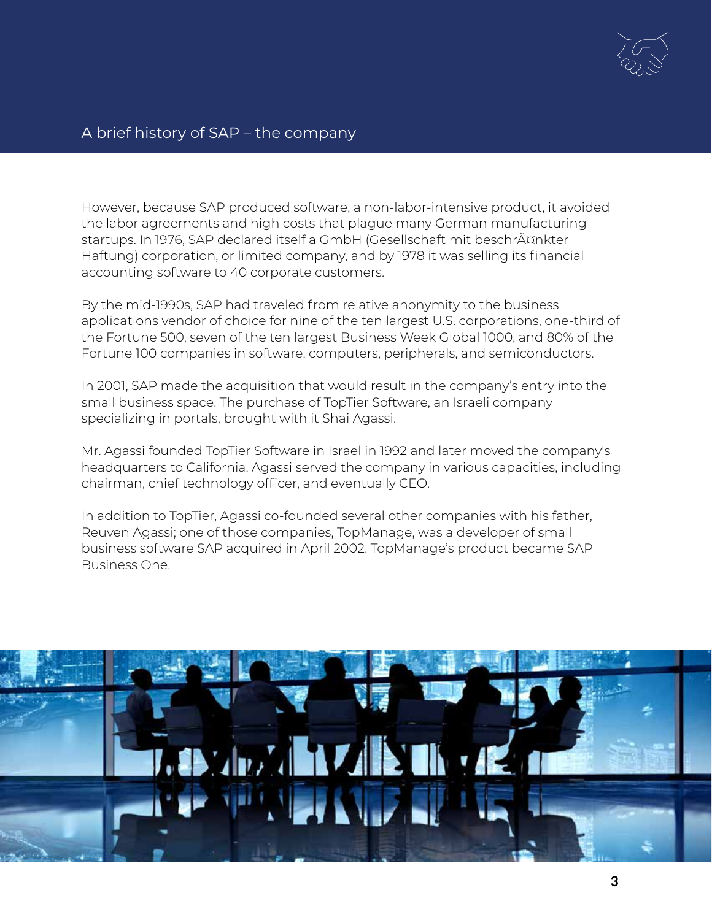## A brief history of SAP – the company

However, because SAP produced software, a non-labor-intensive product, it avoided the labor agreements and high costs that plague many German manufacturing startups. In 1976, SAP declared itself a GmbH (Gesellschaft mit beschrÃ¤nkter Haftung) corporation, or limited company, and by 1978 it was selling its financial accounting software to 40 corporate customers.

By the mid-1990s, SAP had traveled from relative anonymity to the business applications vendor of choice for nine of the ten largest U.S. corporations, one-third of the Fortune 500, seven of the ten largest Business Week Global 1000, and 80% of the Fortune 100 companies in software, computers, peripherals, and semiconductors.

In 2001, SAP made the acquisition that would result in the company's entry into the small business space. The purchase of TopTier Software, an Israeli company specializing in portals, brought with it Shai Agassi.

Mr. Agassi founded TopTier Software in Israel in 1992 and later moved the company's headquarters to California. Agassi served the company in various capacities, including chairman, chief technology officer, and eventually CEO.

In addition to TopTier, Agassi co-founded several other companies with his father, Reuven Agassi; one of those companies, TopManage, was a developer of small business software SAP acquired in April 2002. TopManage's product became SAP Business One.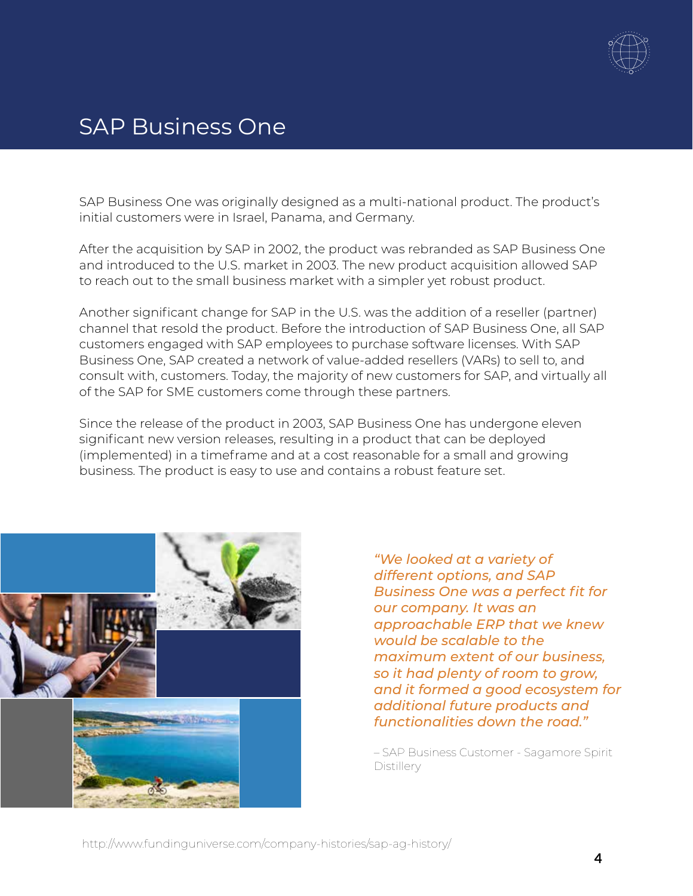# SAP Business One

SAP Business One was originally designed as a multi-national product. The product's initial customers were in Israel, Panama, and Germany.

After the acquisition by SAP in 2002, the product was rebranded as SAP Business One and introduced to the U.S. market in 2003. The new product acquisition allowed SAP to reach out to the small business market with a simpler yet robust product.

Another significant change for SAP in the U.S. was the addition of a reseller (partner) channel that resold the product. Before the introduction of SAP Business One, all SAP customers engaged with SAP employees to purchase software licenses. With SAP Business One, SAP created a network of value-added resellers (VARs) to sell to, and consult with, customers. Today, the majority of new customers for SAP, and virtually all of the SAP for SME customers come through these partners.

Since the release of the product in 2003, SAP Business One has undergone eleven significant new version releases, resulting in a product that can be deployed (implemented) in a timeframe and at a cost reasonable for a small and growing business. The product is easy to use and contains a robust feature set.

*"We looked at a variety of different options, and SAP Business One was a perfect fit for our company. It was an approachable ERP that we knew would be scalable to the maximum extent of our business, so it had plenty of room to grow, and it formed a good ecosystem for additional future products and functionalities down the road."*

– SAP Business Customer - Sagamore Spirit Distillery

http://www.fundinguniverse.com/company-histories/sap-ag-history/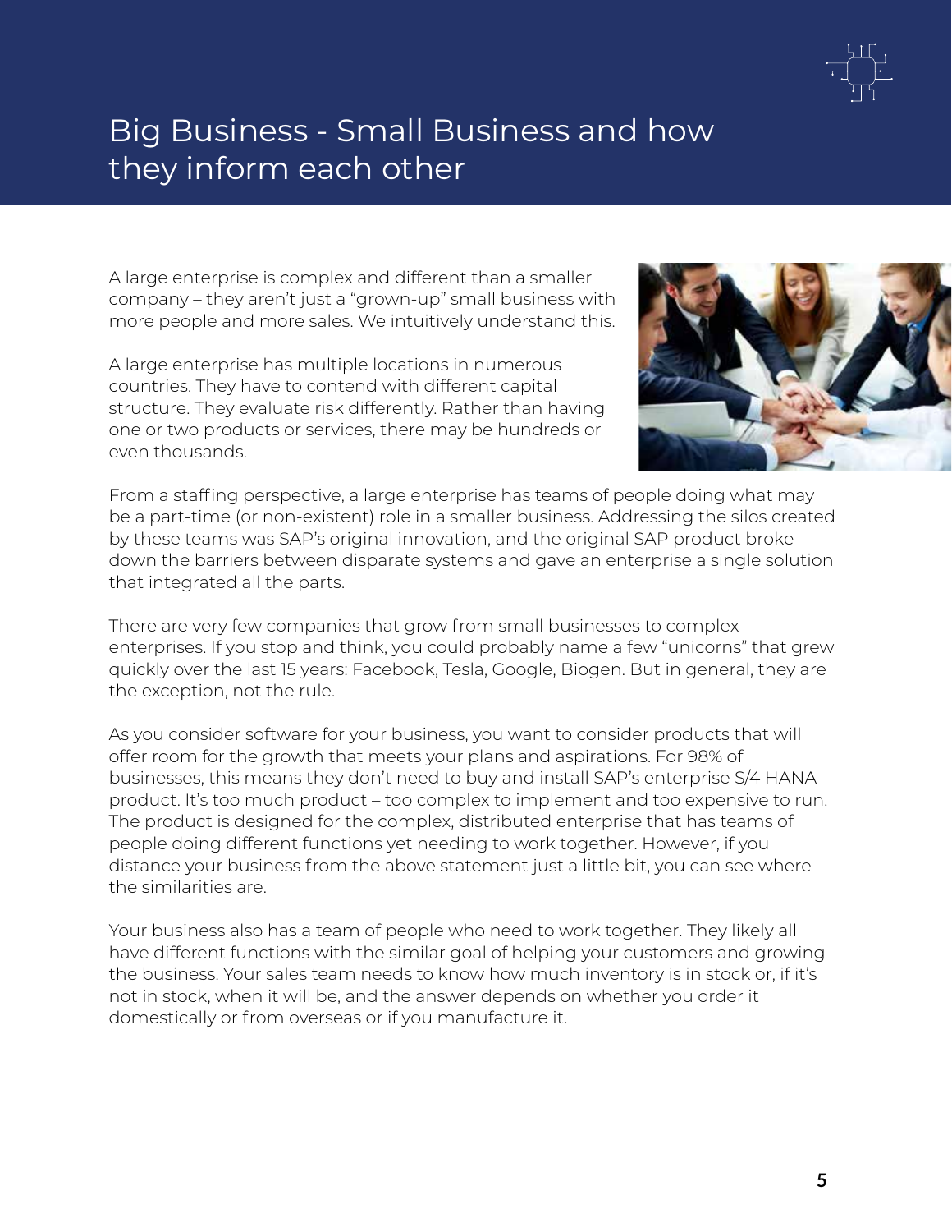# Big Business - Small Business and how they inform each other

A large enterprise is complex and different than a smaller company – they aren't just a "grown-up" small business with more people and more sales. We intuitively understand this.

A large enterprise has multiple locations in numerous countries. They have to contend with different capital structure. They evaluate risk differently. Rather than having one or two products or services, there may be hundreds or even thousands.

From a staffing perspective, a large enterprise has teams of people doing what may be a part-time (or non-existent) role in a smaller business. Addressing the silos created by these teams was SAP's original innovation, and the original SAP product broke down the barriers between disparate systems and gave an enterprise a single solution that integrated all the parts.

There are very few companies that grow from small businesses to complex enterprises. If you stop and think, you could probably name a few "unicorns" that grew quickly over the last 15 years: Facebook, Tesla, Google, Biogen. But in general, they are the exception, not the rule.

As you consider software for your business, you want to consider products that will offer room for the growth that meets your plans and aspirations. For 98% of businesses, this means they don't need to buy and install SAP's enterprise S/4 HANA product. It's too much product – too complex to implement and too expensive to run. The product is designed for the complex, distributed enterprise that has teams of people doing different functions yet needing to work together. However, if you distance your business from the above statement just a little bit, you can see where the similarities are.

Your business also has a team of people who need to work together. They likely all have different functions with the similar goal of helping your customers and growing the business. Your sales team needs to know how much inventory is in stock or, if it's not in stock, when it will be, and the answer depends on whether you order it domestically or from overseas or if you manufacture it.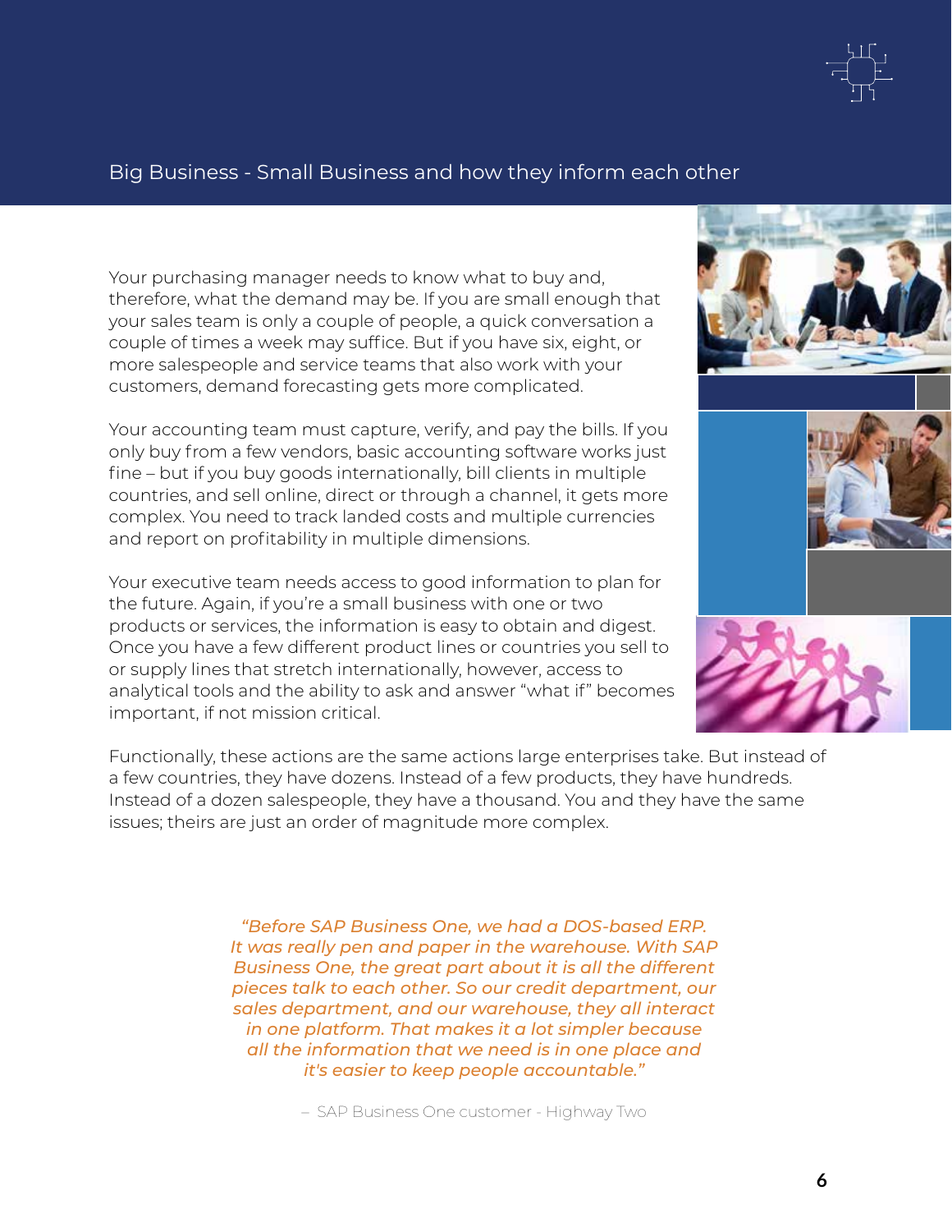## Big Business - Small Business and how they inform each other

Your purchasing manager needs to know what to buy and, therefore, what the demand may be. If you are small enough that your sales team is only a couple of people, a quick conversation a couple of times a week may suffice. But if you have six, eight, or more salespeople and service teams that also work with your customers, demand forecasting gets more complicated.

Your accounting team must capture, verify, and pay the bills. If you only buy from a few vendors, basic accounting software works just fine – but if you buy goods internationally, bill clients in multiple countries, and sell online, direct or through a channel, it gets more complex. You need to track landed costs and multiple currencies and report on profitability in multiple dimensions.

Your executive team needs access to good information to plan for the future. Again, if you're a small business with one or two products or services, the information is easy to obtain and digest. Once you have a few different product lines or countries you sell to or supply lines that stretch internationally, however, access to analytical tools and the ability to ask and answer "what if" becomes important, if not mission critical.

Functionally, these actions are the same actions large enterprises take. But instead of a few countries, they have dozens. Instead of a few products, they have hundreds. Instead of a dozen salespeople, they have a thousand. You and they have the same issues; theirs are just an order of magnitude more complex.

> *"Before SAP Business One, we had a DOS-based ERP. It was really pen and paper in the warehouse. With SAP Business One, the great part about it is all the different pieces talk to each other. So our credit department, our sales department, and our warehouse, they all interact in one platform. That makes it a lot simpler because all the information that we need is in one place and it's easier to keep people accountable."*
>
> – SAP Business One customer - Highway Two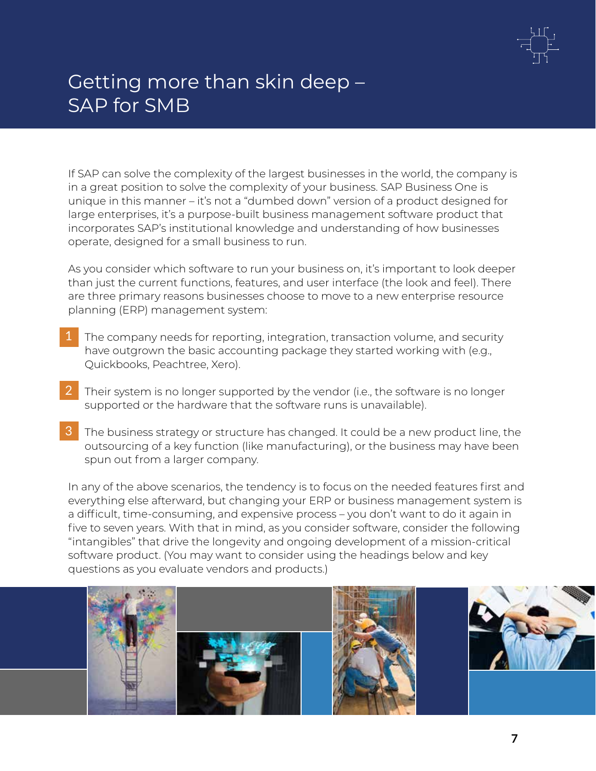# Getting more than skin deep – SAP for SMB

If SAP can solve the complexity of the largest businesses in the world, the company is in a great position to solve the complexity of your business. SAP Business One is unique in this manner – it's not a "dumbed down" version of a product designed for large enterprises, it's a purpose-built business management software product that incorporates SAP's institutional knowledge and understanding of how businesses operate, designed for a small business to run.

As you consider which software to run your business on, it's important to look deeper than just the current functions, features, and user interface (the look and feel). There are three primary reasons businesses choose to move to a new enterprise resource planning (ERP) management system:

1. The company needs for reporting, integration, transaction volume, and security have outgrown the basic accounting package they started working with (e.g., Quickbooks, Peachtree, Xero).
2. Their system is no longer supported by the vendor (i.e., the software is no longer supported or the hardware that the software runs is unavailable).
3. The business strategy or structure has changed. It could be a new product line, the outsourcing of a key function (like manufacturing), or the business may have been spun out from a larger company.

In any of the above scenarios, the tendency is to focus on the needed features first and everything else afterward, but changing your ERP or business management system is a difficult, time-consuming, and expensive process – you don't want to do it again in five to seven years. With that in mind, as you consider software, consider the following "intangibles" that drive the longevity and ongoing development of a mission-critical software product. (You may want to consider using the headings below and key questions as you evaluate vendors and products.)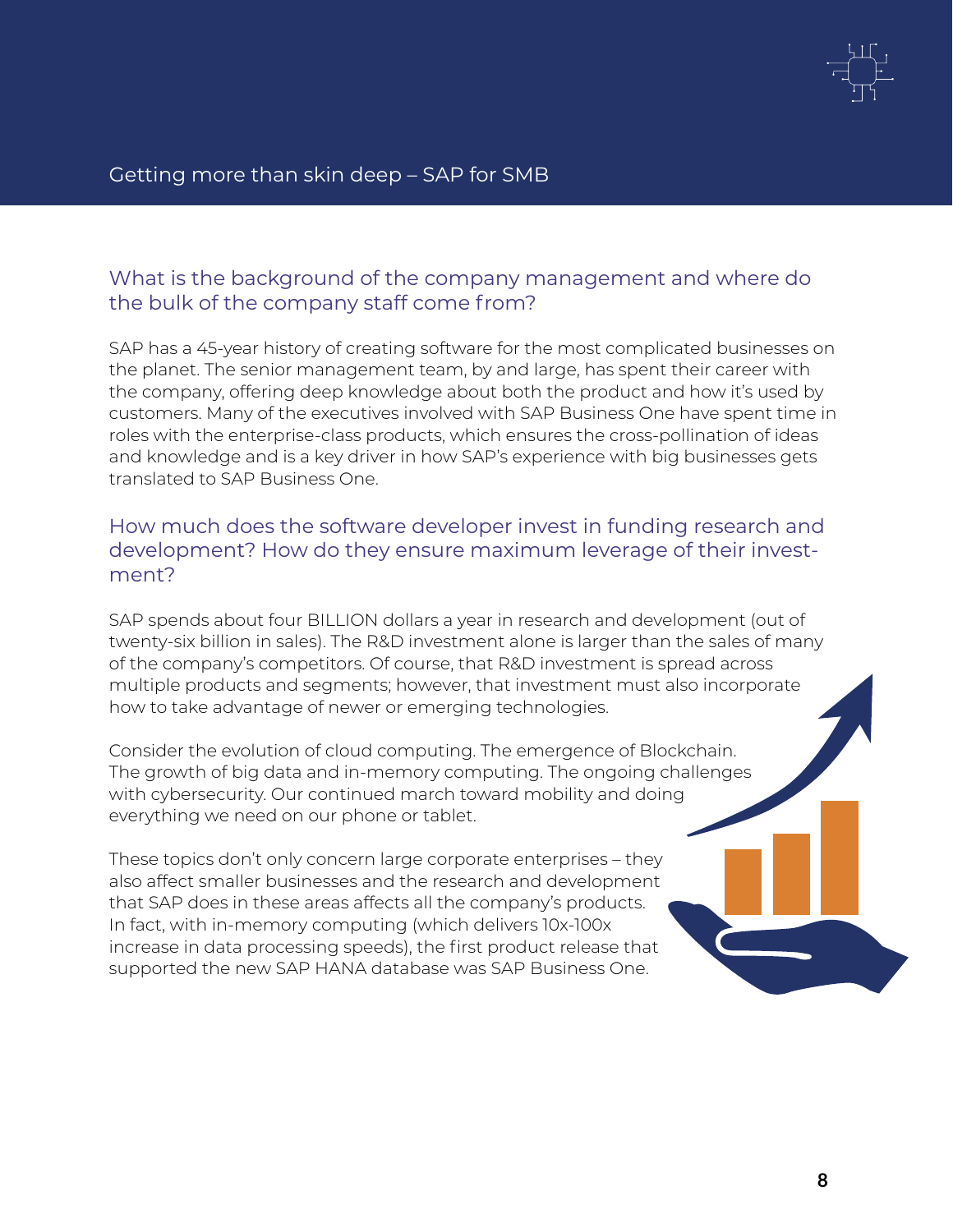## What is the background of the company management and where do the bulk of the company staff come from?

SAP has a 45-year history of creating software for the most complicated businesses on the planet. The senior management team, by and large, has spent their career with the company, offering deep knowledge about both the product and how it's used by customers. Many of the executives involved with SAP Business One have spent time in roles with the enterprise-class products, which ensures the cross-pollination of ideas and knowledge and is a key driver in how SAP's experience with big businesses gets translated to SAP Business One.

## How much does the software developer invest in funding research and development? How do they ensure maximum leverage of their investment?

SAP spends about four BILLION dollars a year in research and development (out of twenty-six billion in sales). The R&D investment alone is larger than the sales of many of the company's competitors. Of course, that R&D investment is spread across multiple products and segments; however, that investment must also incorporate how to take advantage of newer or emerging technologies.

Consider the evolution of cloud computing. The emergence of Blockchain. The growth of big data and in-memory computing. The ongoing challenges with cybersecurity. Our continued march toward mobility and doing everything we need on our phone or tablet.

These topics don't only concern large corporate enterprises – they also affect smaller businesses and the research and development that SAP does in these areas affects all the company's products. In fact, with in-memory computing (which delivers 10x-100x increase in data processing speeds), the first product release that supported the new SAP HANA database was SAP Business One.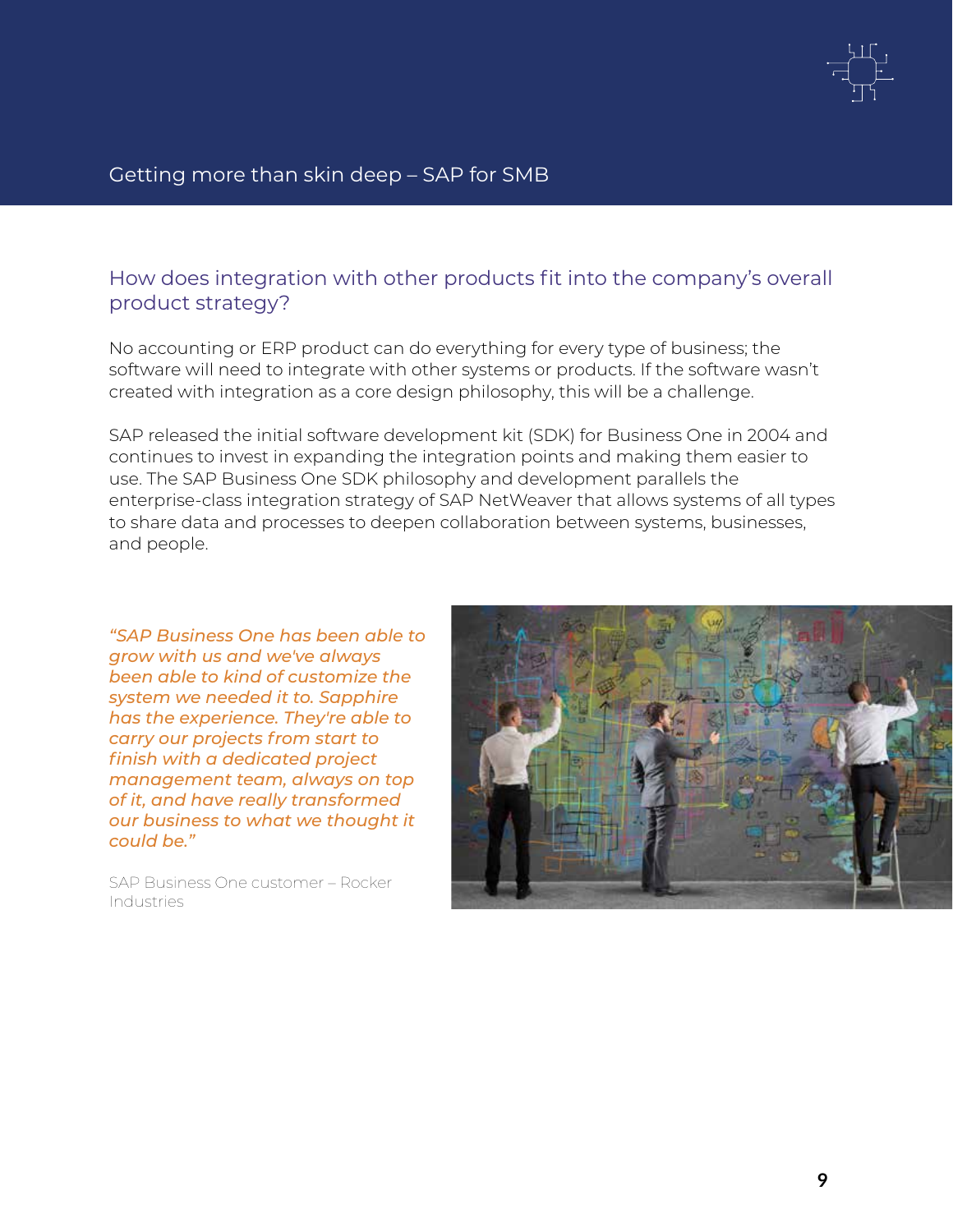## How does integration with other products fit into the company's overall product strategy?

No accounting or ERP product can do everything for every type of business; the software will need to integrate with other systems or products. If the software wasn't created with integration as a core design philosophy, this will be a challenge.

SAP released the initial software development kit (SDK) for Business One in 2004 and continues to invest in expanding the integration points and making them easier to use. The SAP Business One SDK philosophy and development parallels the enterprise-class integration strategy of SAP NetWeaver that allows systems of all types to share data and processes to deepen collaboration between systems, businesses, and people.

*"SAP Business One has been able to grow with us and we've always been able to kind of customize the system we needed it to. Sapphire has the experience. They're able to carry our projects from start to finish with a dedicated project management team, always on top of it, and have really transformed our business to what we thought it could be."*

SAP Business One customer – Rocker Industries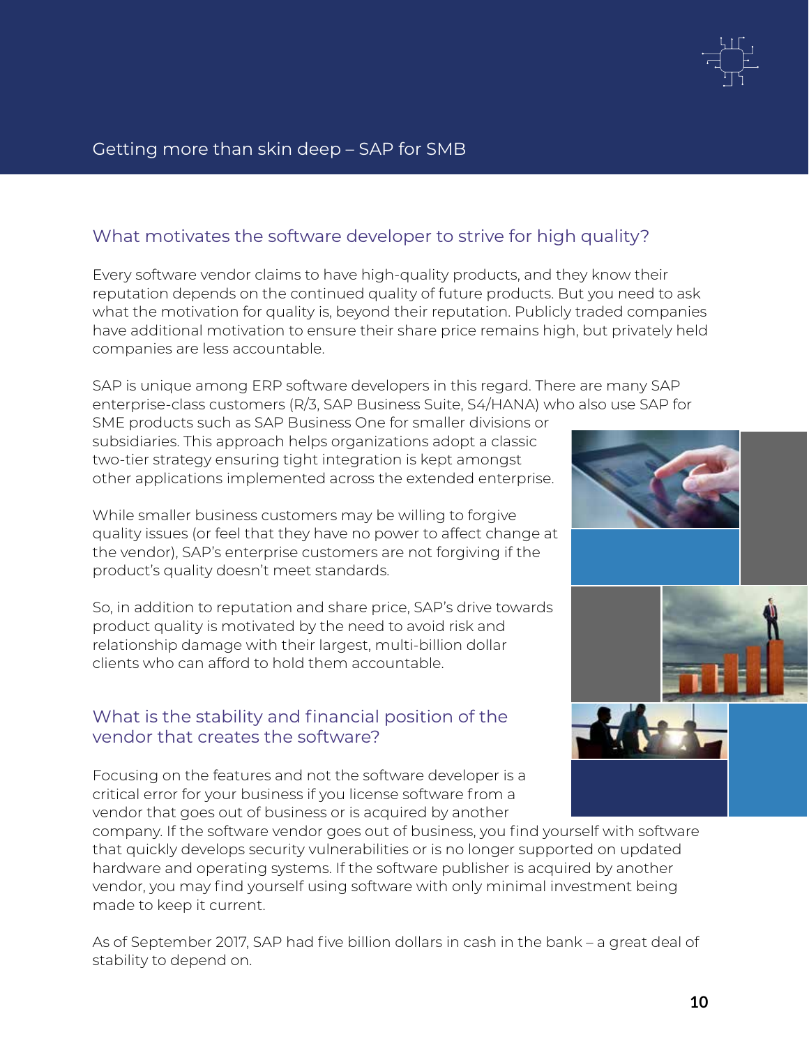## What motivates the software developer to strive for high quality?

Every software vendor claims to have high-quality products, and they know their reputation depends on the continued quality of future products. But you need to ask what the motivation for quality is, beyond their reputation. Publicly traded companies have additional motivation to ensure their share price remains high, but privately held companies are less accountable.

SAP is unique among ERP software developers in this regard. There are many SAP enterprise-class customers (R/3, SAP Business Suite, S4/HANA) who also use SAP for SME products such as SAP Business One for smaller divisions or subsidiaries. This approach helps organizations adopt a classic two-tier strategy ensuring tight integration is kept amongst other applications implemented across the extended enterprise.

While smaller business customers may be willing to forgive quality issues (or feel that they have no power to affect change at the vendor), SAP's enterprise customers are not forgiving if the product's quality doesn't meet standards.

So, in addition to reputation and share price, SAP's drive towards product quality is motivated by the need to avoid risk and relationship damage with their largest, multi-billion dollar clients who can afford to hold them accountable.

## What is the stability and financial position of the vendor that creates the software?

Focusing on the features and not the software developer is a critical error for your business if you license software from a vendor that goes out of business or is acquired by another company. If the software vendor goes out of business, you find yourself with software that quickly develops security vulnerabilities or is no longer supported on updated hardware and operating systems. If the software publisher is acquired by another vendor, you may find yourself using software with only minimal investment being made to keep it current.

As of September 2017, SAP had five billion dollars in cash in the bank – a great deal of stability to depend on.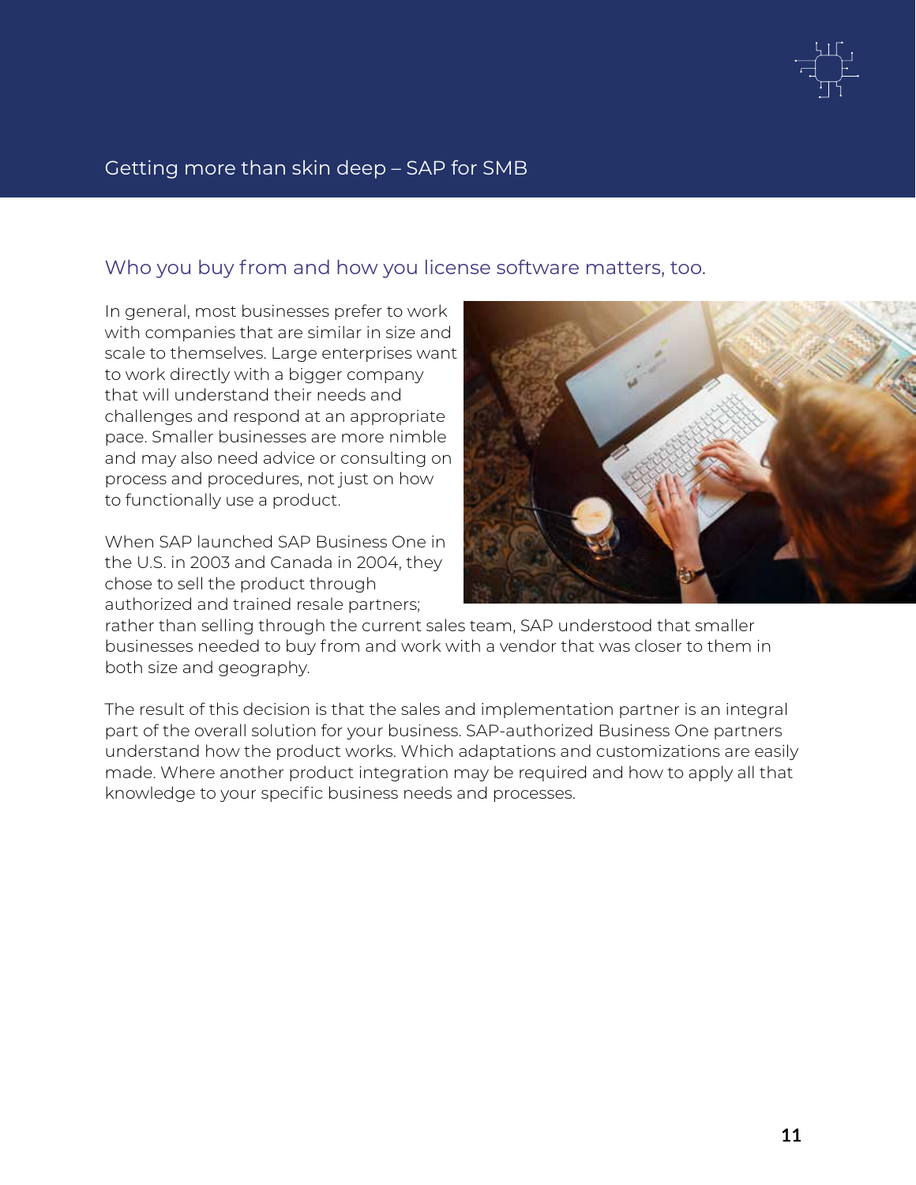## Who you buy from and how you license software matters, too.

In general, most businesses prefer to work with companies that are similar in size and scale to themselves. Large enterprises want to work directly with a bigger company that will understand their needs and challenges and respond at an appropriate pace. Smaller businesses are more nimble and may also need advice or consulting on process and procedures, not just on how to functionally use a product.

When SAP launched SAP Business One in the U.S. in 2003 and Canada in 2004, they chose to sell the product through authorized and trained resale partners; rather than selling through the current sales team, SAP understood that smaller businesses needed to buy from and work with a vendor that was closer to them in both size and geography.

The result of this decision is that the sales and implementation partner is an integral part of the overall solution for your business. SAP-authorized Business One partners understand how the product works. Which adaptations and customizations are easily made. Where another product integration may be required and how to apply all that knowledge to your specific business needs and processes.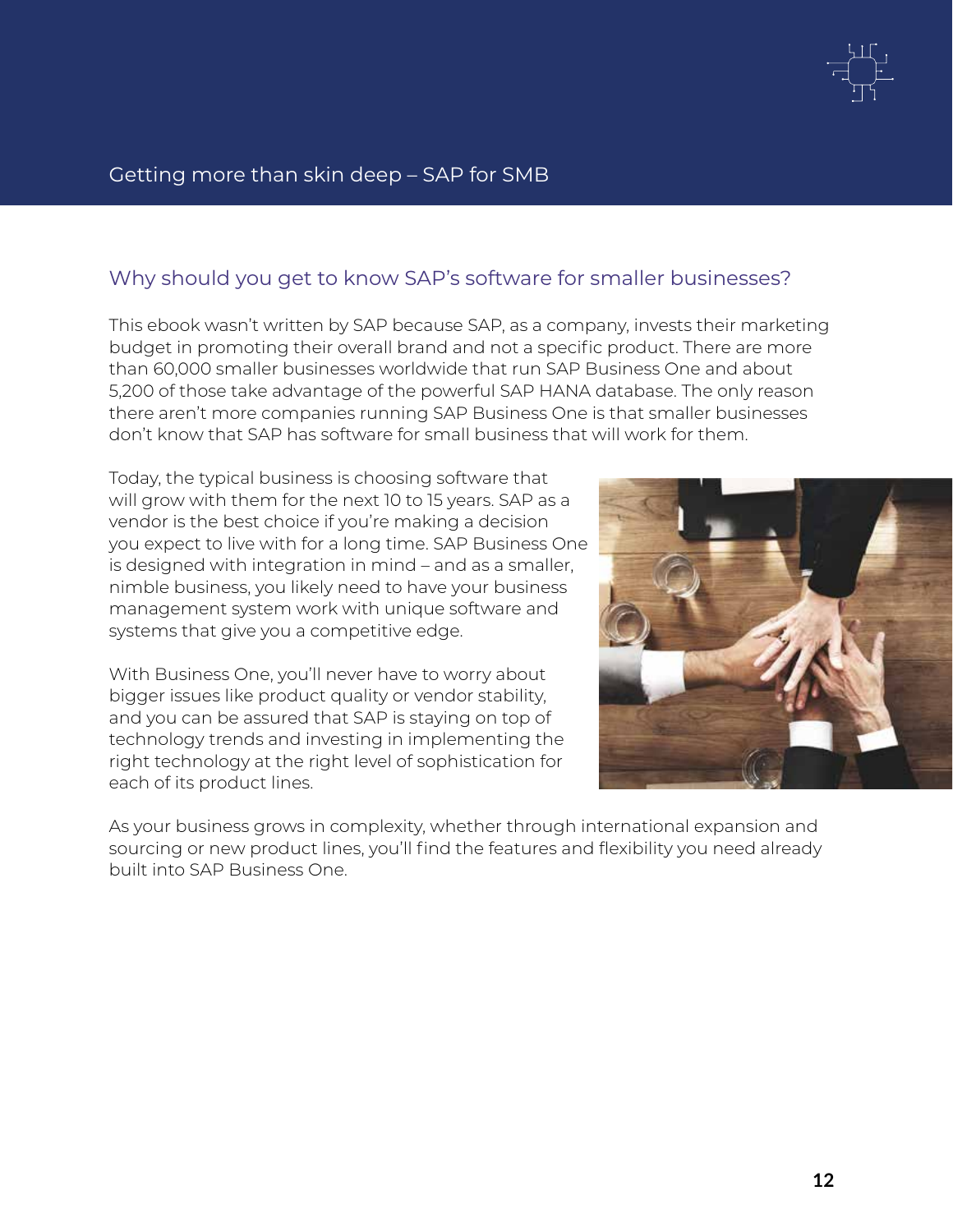## Why should you get to know SAP's software for smaller businesses?

This ebook wasn't written by SAP because SAP, as a company, invests their marketing budget in promoting their overall brand and not a specific product. There are more than 60,000 smaller businesses worldwide that run SAP Business One and about 5,200 of those take advantage of the powerful SAP HANA database. The only reason there aren't more companies running SAP Business One is that smaller businesses don't know that SAP has software for small business that will work for them.

Today, the typical business is choosing software that will grow with them for the next 10 to 15 years. SAP as a vendor is the best choice if you're making a decision you expect to live with for a long time. SAP Business One is designed with integration in mind – and as a smaller, nimble business, you likely need to have your business management system work with unique software and systems that give you a competitive edge.

With Business One, you'll never have to worry about bigger issues like product quality or vendor stability, and you can be assured that SAP is staying on top of technology trends and investing in implementing the right technology at the right level of sophistication for each of its product lines.

As your business grows in complexity, whether through international expansion and sourcing or new product lines, you'll find the features and flexibility you need already built into SAP Business One.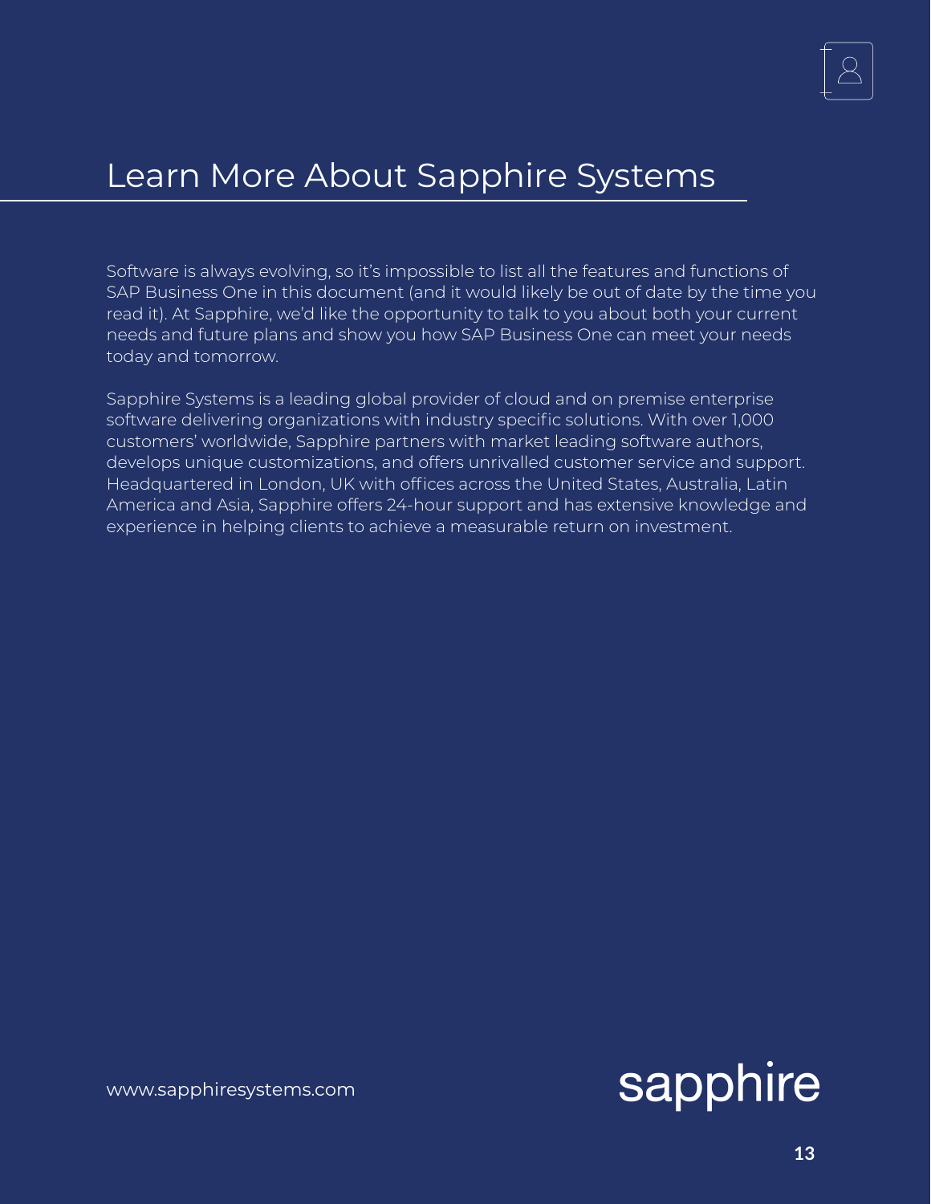# Learn More About Sapphire Systems

Software is always evolving, so it's impossible to list all the features and functions of SAP Business One in this document (and it would likely be out of date by the time you read it). At Sapphire, we'd like the opportunity to talk to you about both your current needs and future plans and show you how SAP Business One can meet your needs today and tomorrow.

Sapphire Systems is a leading global provider of cloud and on premise enterprise software delivering organizations with industry specific solutions. With over 1,000 customers' worldwide, Sapphire partners with market leading software authors, develops unique customizations, and offers unrivalled customer service and support. Headquartered in London, UK with offices across the United States, Australia, Latin America and Asia, Sapphire offers 24-hour support and has extensive knowledge and experience in helping clients to achieve a measurable return on investment.

www.sapphiresystems.com

sapphire